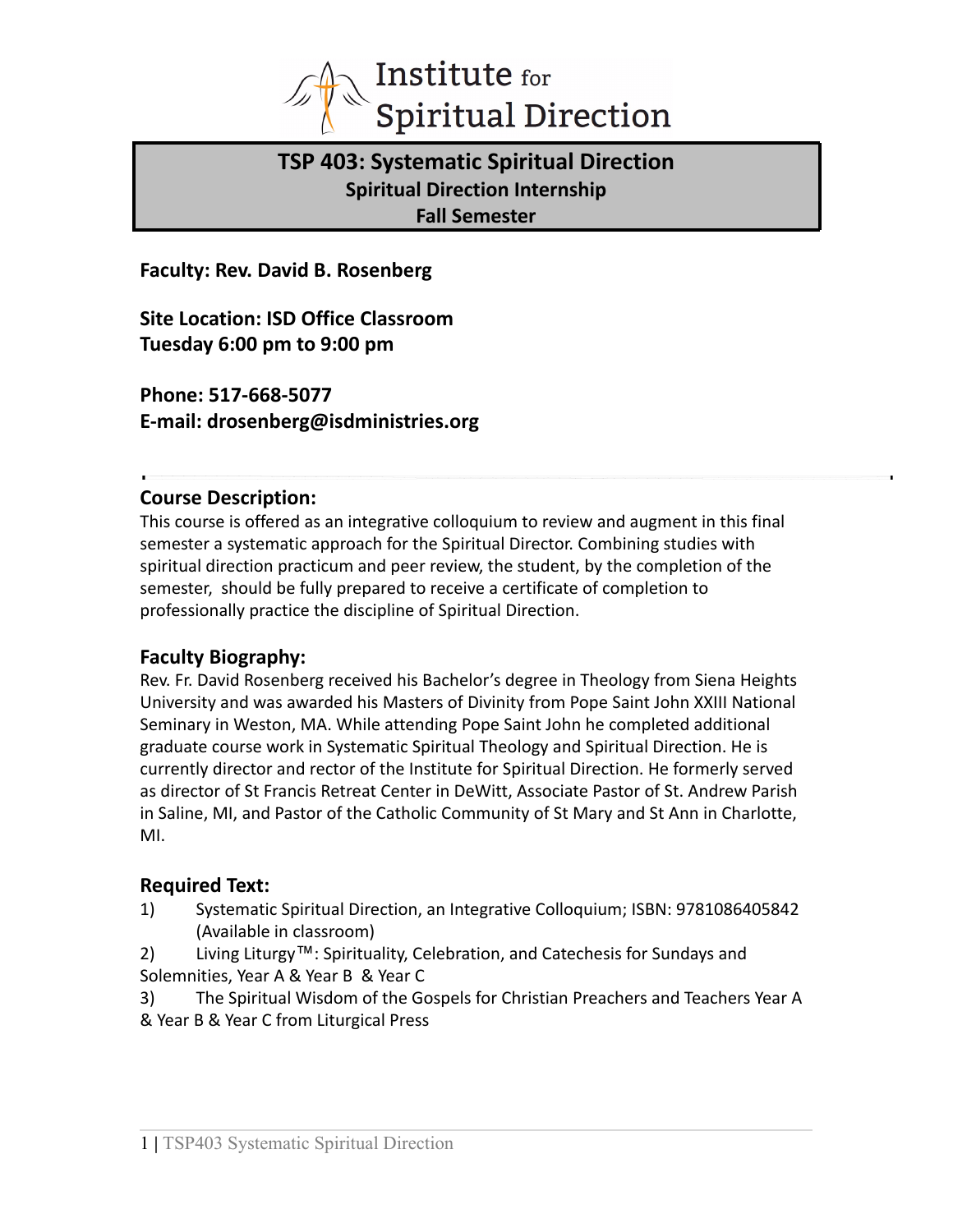# Institute for Spiritual Direction

## TSP 403: Systematic Spiritual Direction
### Spiritual Direction Internship
### Fall Semester

**Faculty: Rev. David B. Rosenberg**

**Site Location: ISD Office Classroom**
**Tuesday 6:00 pm to 9:00 pm**

**Phone: 517-668-5077**
**E-mail: drosenberg@isdministries.org**

---

### Course Description:

This course is offered as an integrative colloquium to review and augment in this final semester a systematic approach for the Spiritual Director. Combining studies with spiritual direction practicum and peer review, the student, by the completion of the semester, should be fully prepared to receive a certificate of completion to professionally practice the discipline of Spiritual Direction.

### Faculty Biography:

Rev. Fr. David Rosenberg received his Bachelor's degree in Theology from Siena Heights University and was awarded his Masters of Divinity from Pope Saint John XXIII National Seminary in Weston, MA. While attending Pope Saint John he completed additional graduate course work in Systematic Spiritual Theology and Spiritual Direction. He is currently director and rector of the Institute for Spiritual Direction. He formerly served as director of St Francis Retreat Center in DeWitt, Associate Pastor of St. Andrew Parish in Saline, MI, and Pastor of the Catholic Community of St Mary and St Ann in Charlotte, MI.

### Required Text:

1) Systematic Spiritual Direction, an Integrative Colloquium; ISBN: 9781086405842 (Available in classroom)
2) Living Liturgy™: Spirituality, Celebration, and Catechesis for Sundays and Solemnities, Year A & Year B & Year C
3) The Spiritual Wisdom of the Gospels for Christian Preachers and Teachers Year A & Year B & Year C from Liturgical Press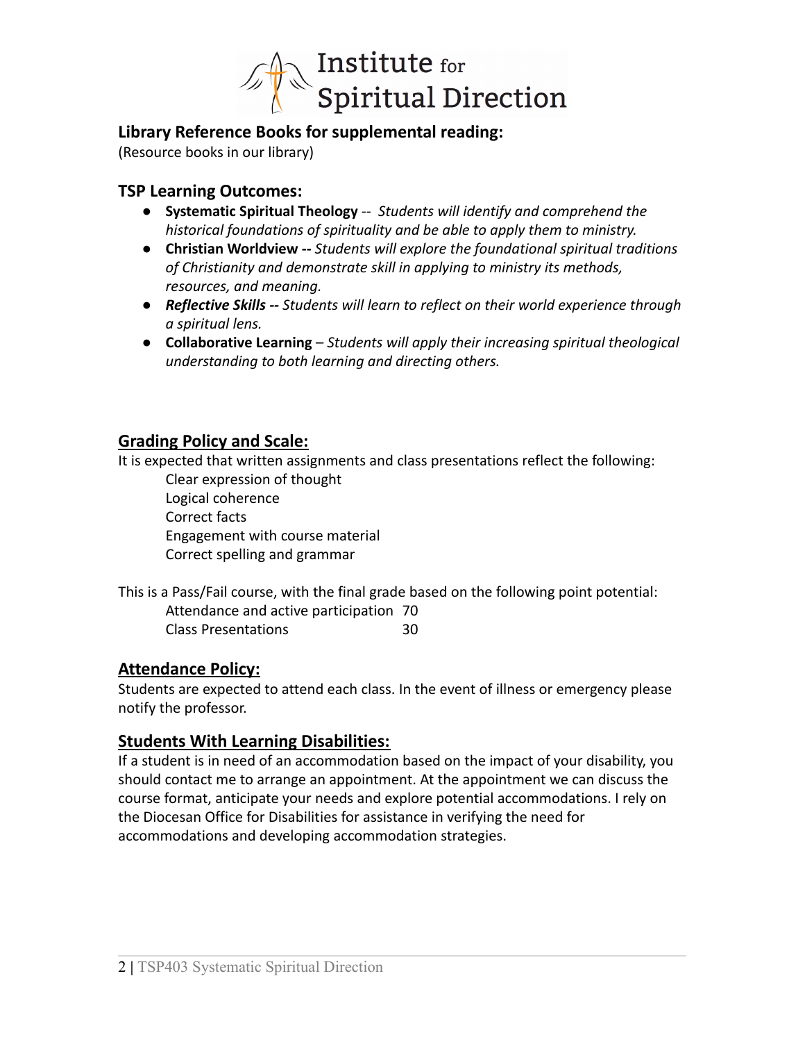**Library Reference Books for supplemental reading:**

(Resource books in our library)

**TSP Learning Outcomes:**

- **Systematic Spiritual Theology** -- *Students will identify and comprehend the historical foundations of spirituality and be able to apply them to ministry.*
- **Christian Worldview --** *Students will explore the foundational spiritual traditions of Christianity and demonstrate skill in applying to ministry its methods, resources, and meaning.*
- ***Reflective Skills --*** *Students will learn to reflect on their world experience through a spiritual lens.*
- **Collaborative Learning** – *Students will apply their increasing spiritual theological understanding to both learning and directing others.*

## Grading Policy and Scale:

It is expected that written assignments and class presentations reflect the following:

Clear expression of thought
Logical coherence
Correct facts
Engagement with course material
Correct spelling and grammar

This is a Pass/Fail course, with the final grade based on the following point potential:

| | |
|---|---|
| Attendance and active participation | 70 |
| Class Presentations | 30 |

## Attendance Policy:

Students are expected to attend each class. In the event of illness or emergency please notify the professor.

## Students With Learning Disabilities:

If a student is in need of an accommodation based on the impact of your disability, you should contact me to arrange an appointment. At the appointment we can discuss the course format, anticipate your needs and explore potential accommodations. I rely on the Diocesan Office for Disabilities for assistance in verifying the need for accommodations and developing accommodation strategies.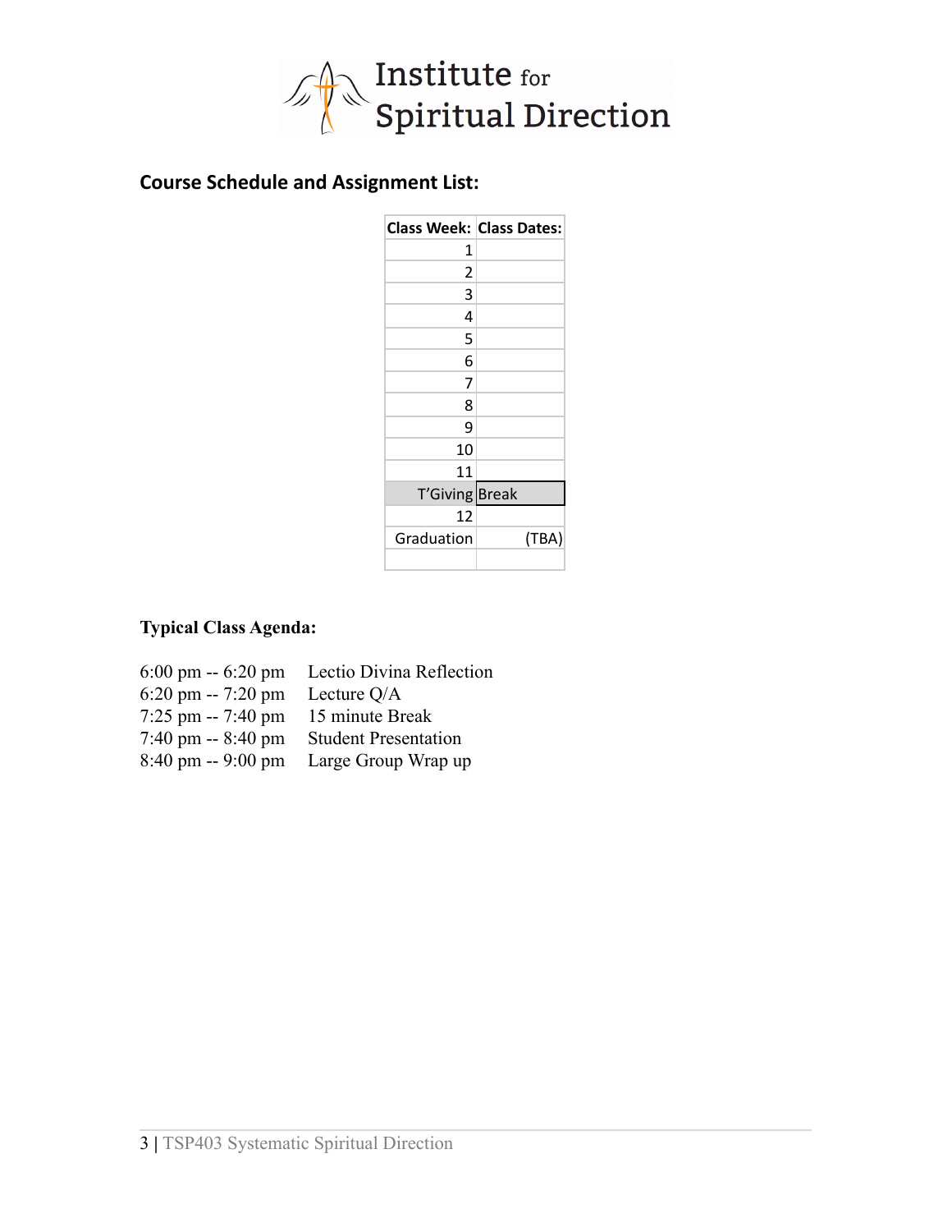Institute for Spiritual Direction

## Course Schedule and Assignment List:

| Class Week: | Class Dates: |
| --- | --- |
| 1 | |
| 2 | |
| 3 | |
| 4 | |
| 5 | |
| 6 | |
| 7 | |
| 8 | |
| 9 | |
| 10 | |
| 11 | |
| T'Giving | Break |
| 12 | |
| Graduation | (TBA) |
| | |

**Typical Class Agenda:**

| | |
| --- | --- |
| 6:00 pm -- 6:20 pm | Lectio Divina Reflection |
| 6:20 pm -- 7:20 pm | Lecture Q/A |
| 7:25 pm -- 7:40 pm | 15 minute Break |
| 7:40 pm -- 8:40 pm | Student Presentation |
| 8:40 pm -- 9:00 pm | Large Group Wrap up |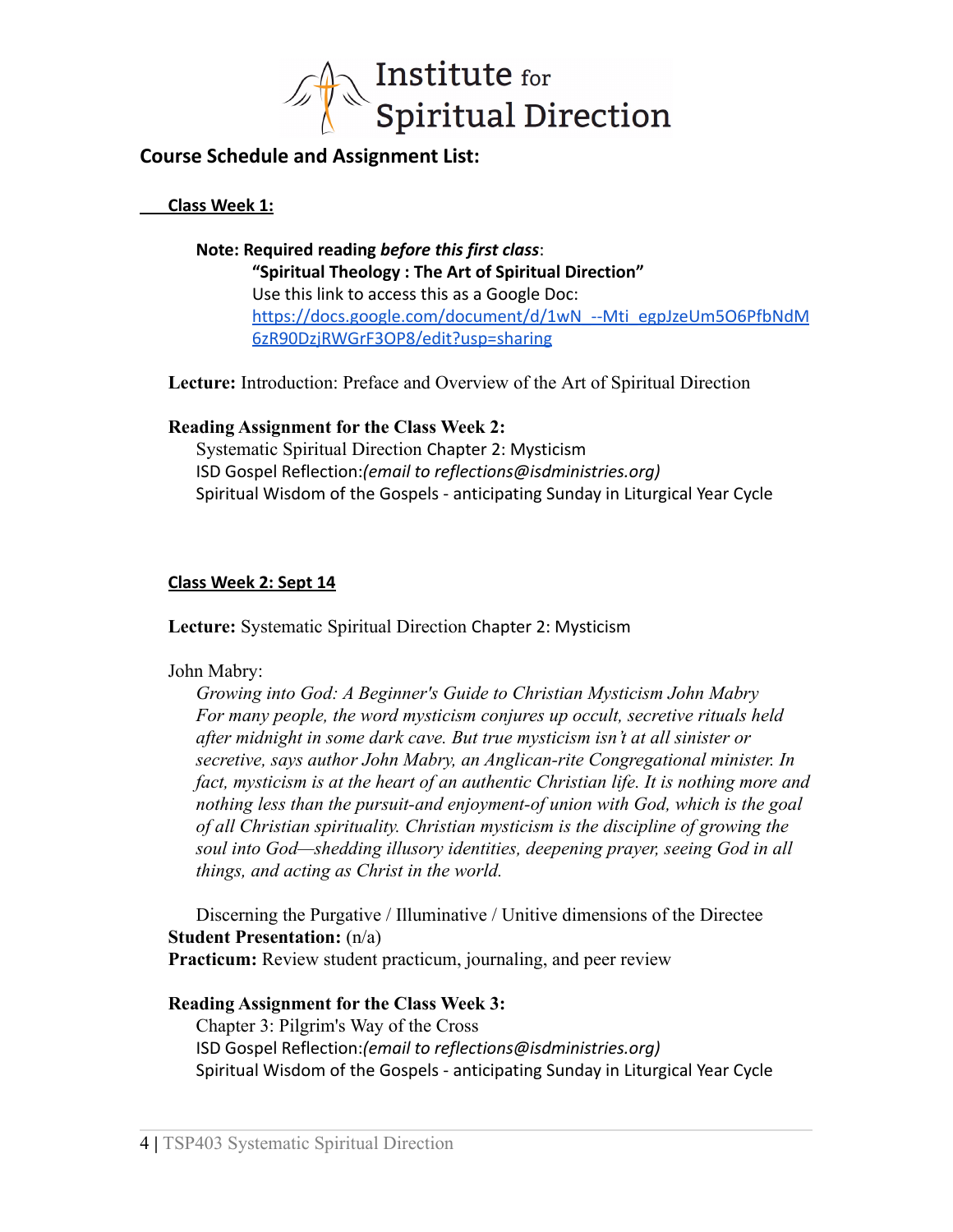Institute for Spiritual Direction

## Course Schedule and Assignment List:

### Class Week 1:

**Note: Required reading *before this first class*:**

**"Spiritual Theology : The Art of Spiritual Direction"**

Use this link to access this as a Google Doc:
https://docs.google.com/document/d/1wN_--Mti_egpJzeUm5O6PfbNdM6zR90DzjRWGrF3OP8/edit?usp=sharing

**Lecture:** Introduction: Preface and Overview of the Art of Spiritual Direction

**Reading Assignment for the Class Week 2:**

Systematic Spiritual Direction Chapter 2: Mysticism

ISD Gospel Reflection:*(email to reflections@isdministries.org)*

Spiritual Wisdom of the Gospels - anticipating Sunday in Liturgical Year Cycle

### Class Week 2: Sept 14

**Lecture:** Systematic Spiritual Direction Chapter 2: Mysticism

John Mabry:

*Growing into God: A Beginner's Guide to Christian Mysticism John Mabry For many people, the word mysticism conjures up occult, secretive rituals held after midnight in some dark cave. But true mysticism isn't at all sinister or secretive, says author John Mabry, an Anglican-rite Congregational minister. In fact, mysticism is at the heart of an authentic Christian life. It is nothing more and nothing less than the pursuit-and enjoyment-of union with God, which is the goal of all Christian spirituality. Christian mysticism is the discipline of growing the soul into God—shedding illusory identities, deepening prayer, seeing God in all things, and acting as Christ in the world.*

Discerning the Purgative / Illuminative / Unitive dimensions of the Directee

**Student Presentation:** (n/a)

**Practicum:** Review student practicum, journaling, and peer review

**Reading Assignment for the Class Week 3:**

Chapter 3: Pilgrim's Way of the Cross

ISD Gospel Reflection:*(email to reflections@isdministries.org)*

Spiritual Wisdom of the Gospels - anticipating Sunday in Liturgical Year Cycle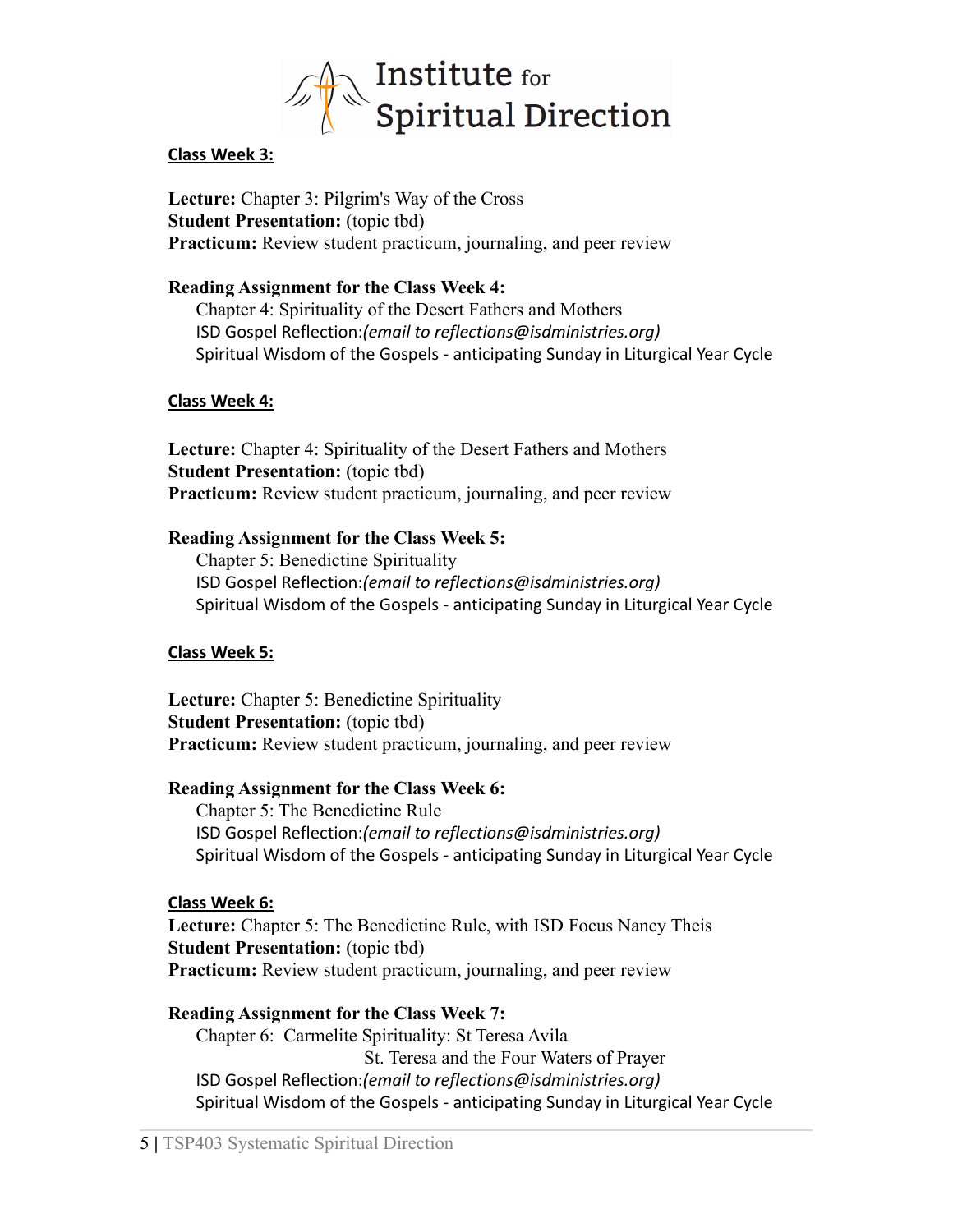### Class Week 3:

**Lecture:** Chapter 3: Pilgrim's Way of the Cross
**Student Presentation:** (topic tbd)
**Practicum:** Review student practicum, journaling, and peer review

**Reading Assignment for the Class Week 4:**

Chapter 4: Spirituality of the Desert Fathers and Mothers
ISD Gospel Reflection:*(email to reflections@isdministries.org)*
Spiritual Wisdom of the Gospels - anticipating Sunday in Liturgical Year Cycle

### Class Week 4:

**Lecture:** Chapter 4: Spirituality of the Desert Fathers and Mothers
**Student Presentation:** (topic tbd)
**Practicum:** Review student practicum, journaling, and peer review

**Reading Assignment for the Class Week 5:**

Chapter 5: Benedictine Spirituality
ISD Gospel Reflection:*(email to reflections@isdministries.org)*
Spiritual Wisdom of the Gospels - anticipating Sunday in Liturgical Year Cycle

### Class Week 5:

**Lecture:** Chapter 5: Benedictine Spirituality
**Student Presentation:** (topic tbd)
**Practicum:** Review student practicum, journaling, and peer review

**Reading Assignment for the Class Week 6:**

Chapter 5: The Benedictine Rule
ISD Gospel Reflection:*(email to reflections@isdministries.org)*
Spiritual Wisdom of the Gospels - anticipating Sunday in Liturgical Year Cycle

### Class Week 6:

**Lecture:** Chapter 5: The Benedictine Rule, with ISD Focus Nancy Theis
**Student Presentation:** (topic tbd)
**Practicum:** Review student practicum, journaling, and peer review

**Reading Assignment for the Class Week 7:**

Chapter 6: Carmelite Spirituality: St Teresa Avila
St. Teresa and the Four Waters of Prayer
ISD Gospel Reflection:*(email to reflections@isdministries.org)*
Spiritual Wisdom of the Gospels - anticipating Sunday in Liturgical Year Cycle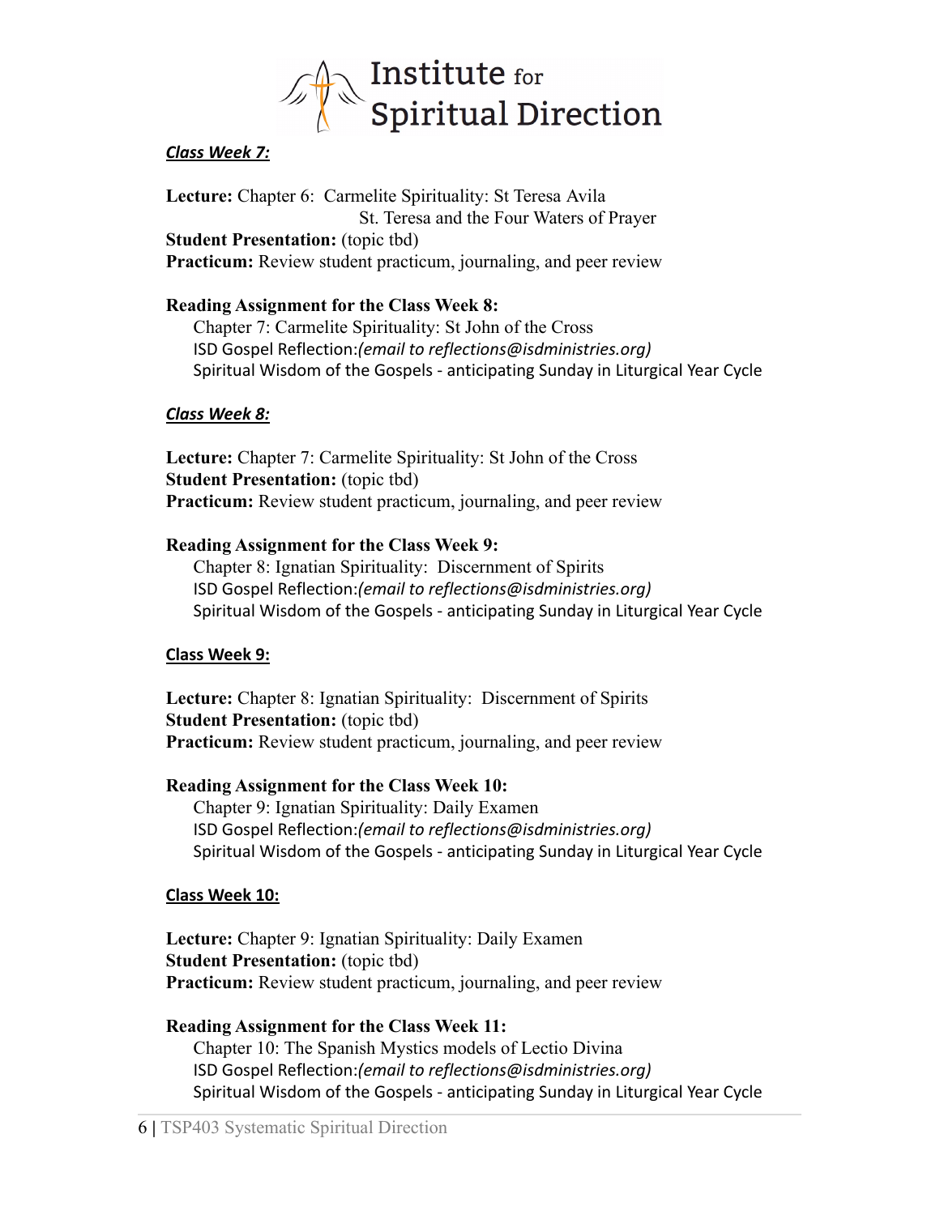***Class Week 7:***

**Lecture:** Chapter 6: Carmelite Spirituality: St Teresa Avila
St. Teresa and the Four Waters of Prayer
**Student Presentation:** (topic tbd)
**Practicum:** Review student practicum, journaling, and peer review

**Reading Assignment for the Class Week 8:**
Chapter 7: Carmelite Spirituality: St John of the Cross
ISD Gospel Reflection:*(email to reflections@isdministries.org)*
Spiritual Wisdom of the Gospels - anticipating Sunday in Liturgical Year Cycle

***Class Week 8:***

**Lecture:** Chapter 7: Carmelite Spirituality: St John of the Cross
**Student Presentation:** (topic tbd)
**Practicum:** Review student practicum, journaling, and peer review

**Reading Assignment for the Class Week 9:**
Chapter 8: Ignatian Spirituality: Discernment of Spirits
ISD Gospel Reflection:*(email to reflections@isdministries.org)*
Spiritual Wisdom of the Gospels - anticipating Sunday in Liturgical Year Cycle

**Class Week 9:**

**Lecture:** Chapter 8: Ignatian Spirituality: Discernment of Spirits
**Student Presentation:** (topic tbd)
**Practicum:** Review student practicum, journaling, and peer review

**Reading Assignment for the Class Week 10:**
Chapter 9: Ignatian Spirituality: Daily Examen
ISD Gospel Reflection:*(email to reflections@isdministries.org)*
Spiritual Wisdom of the Gospels - anticipating Sunday in Liturgical Year Cycle

**Class Week 10:**

**Lecture:** Chapter 9: Ignatian Spirituality: Daily Examen
**Student Presentation:** (topic tbd)
**Practicum:** Review student practicum, journaling, and peer review

**Reading Assignment for the Class Week 11:**
Chapter 10: The Spanish Mystics models of Lectio Divina
ISD Gospel Reflection:*(email to reflections@isdministries.org)*
Spiritual Wisdom of the Gospels - anticipating Sunday in Liturgical Year Cycle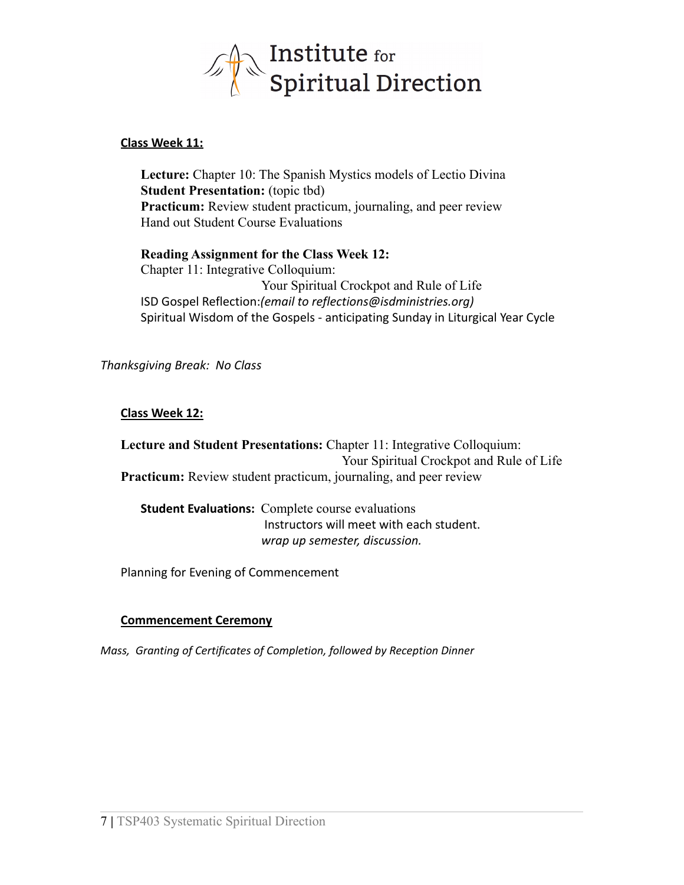**Class Week 11:**

**Lecture:** Chapter 10: The Spanish Mystics models of Lectio Divina
**Student Presentation:** (topic tbd)
**Practicum:** Review student practicum, journaling, and peer review
Hand out Student Course Evaluations

**Reading Assignment for the Class Week 12:**
Chapter 11: Integrative Colloquium:
Your Spiritual Crockpot and Rule of Life
ISD Gospel Reflection:*(email to reflections@isdministries.org)*
Spiritual Wisdom of the Gospels - anticipating Sunday in Liturgical Year Cycle

*Thanksgiving Break: No Class*

**Class Week 12:**

**Lecture and Student Presentations:** Chapter 11: Integrative Colloquium:
Your Spiritual Crockpot and Rule of Life
**Practicum:** Review student practicum, journaling, and peer review

**Student Evaluations:** Complete course evaluations
Instructors will meet with each student.
*wrap up semester, discussion.*

Planning for Evening of Commencement

**Commencement Ceremony**

*Mass, Granting of Certificates of Completion, followed by Reception Dinner*